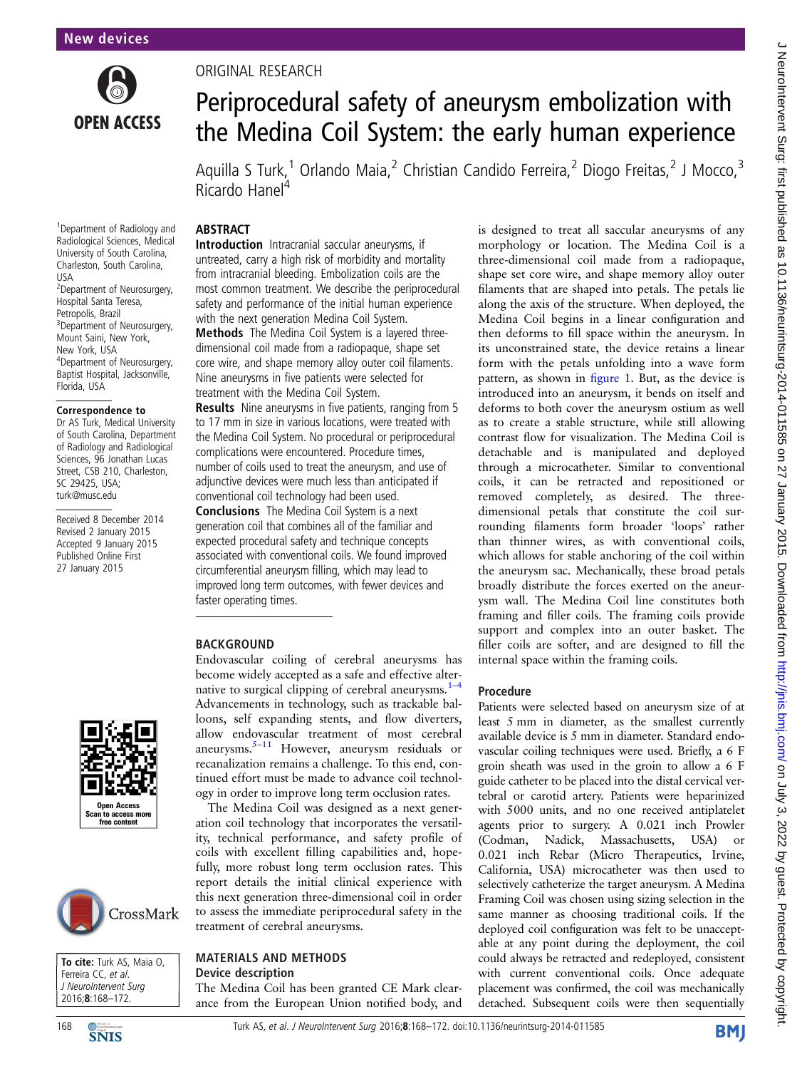New devices

ORIGINAL RESEARCH

# Periprocedural safety of aneurysm embolization with the Medina Coil System: the early human experience

Aquilla S Turk,[1] Orlando Maia,[2] Christian Candido Ferreira,[2] Diogo Freitas,[2] J Mocco,[3] Ricardo Hanel[4]

[1]Department of Radiology and Radiological Sciences, Medical University of South Carolina, Charleston, South Carolina, USA
[2]Department of Neurosurgery, Hospital Santa Teresa, Petropolis, Brazil
[3]Department of Neurosurgery, Mount Saini, New York, New York, USA
[4]Department of Neurosurgery, Baptist Hospital, Jacksonville, Florida, USA

**Correspondence to**
Dr AS Turk, Medical University of South Carolina, Department of Radiology and Radiological Sciences, 96 Jonathan Lucas Street, CSB 210, Charleston, SC 29425, USA; turk@musc.edu

Received 8 December 2014
Revised 2 January 2015
Accepted 9 January 2015
Published Online First 27 January 2015

**To cite:** Turk AS, Maia O, Ferreira CC, *et al*. *J NeuroIntervent Surg* 2016;**8**:168–172.

## ABSTRACT

**Introduction** Intracranial saccular aneurysms, if untreated, carry a high risk of morbidity and mortality from intracranial bleeding. Embolization coils are the most common treatment. We describe the periprocedural safety and performance of the initial human experience with the next generation Medina Coil System.

**Methods** The Medina Coil System is a layered three-dimensional coil made from a radiopaque, shape set core wire, and shape memory alloy outer coil filaments. Nine aneurysms in five patients were selected for treatment with the Medina Coil System.

**Results** Nine aneurysms in five patients, ranging from 5 to 17 mm in size in various locations, were treated with the Medina Coil System. No procedural or periprocedural complications were encountered. Procedure times, number of coils used to treat the aneurysm, and use of adjunctive devices were much less than anticipated if conventional coil technology had been used.

**Conclusions** The Medina Coil System is a next generation coil that combines all of the familiar and expected procedural safety and technique concepts associated with conventional coils. We found improved circumferential aneurysm filling, which may lead to improved long term outcomes, with fewer devices and faster operating times.

## BACKGROUND

Endovascular coiling of cerebral aneurysms has become widely accepted as a safe and effective alternative to surgical clipping of cerebral aneurysms.[1–4] Advancements in technology, such as trackable balloons, self expanding stents, and flow diverters, allow endovascular treatment of most cerebral aneurysms.[5–11] However, aneurysm residuals or recanalization remains a challenge. To this end, continued effort must be made to advance coil technology in order to improve long term occlusion rates.

The Medina Coil was designed as a next generation coil technology that incorporates the versatility, technical performance, and safety profile of coils with excellent filling capabilities and, hopefully, more robust long term occlusion rates. This report details the initial clinical experience with this next generation three-dimensional coil in order to assess the immediate periprocedural safety in the treatment of cerebral aneurysms.

## MATERIALS AND METHODS

### Device description

The Medina Coil has been granted CE Mark clearance from the European Union notified body, and is designed to treat all saccular aneurysms of any morphology or location. The Medina Coil is a three-dimensional coil made from a radiopaque, shape set core wire, and shape memory alloy outer filaments that are shaped into petals. The petals lie along the axis of the structure. When deployed, the Medina Coil begins in a linear configuration and then deforms to fill space within the aneurysm. In its unconstrained state, the device retains a linear form with the petals unfolding into a wave form pattern, as shown in figure 1. But, as the device is introduced into an aneurysm, it bends on itself and deforms to both cover the aneurysm ostium as well as to create a stable structure, while still allowing contrast flow for visualization. The Medina Coil is detachable and is manipulated and deployed through a microcatheter. Similar to conventional coils, it can be retracted and repositioned or removed completely, as desired. The three-dimensional petals that constitute the coil surrounding filaments form broader 'loops' rather than thinner wires, as with conventional coils, which allows for stable anchoring of the coil within the aneurysm sac. Mechanically, these broad petals broadly distribute the forces exerted on the aneurysm wall. The Medina Coil line constitutes both framing and filler coils. The framing coils provide support and complex into an outer basket. The filler coils are softer, and are designed to fill the internal space within the framing coils.

### Procedure

Patients were selected based on aneurysm size of at least 5 mm in diameter, as the smallest currently available device is 5 mm in diameter. Standard endovascular coiling techniques were used. Briefly, a 6 F groin sheath was used in the groin to allow a 6 F guide catheter to be placed into the distal cervical vertebral or carotid artery. Patients were heparinized with 5000 units, and no one received antiplatelet agents prior to surgery. A 0.021 inch Prowler (Codman, Nadick, Massachusetts, USA) or 0.021 inch Rebar (Micro Therapeutics, Irvine, California, USA) microcatheter was then used to selectively catheterize the target aneurysm. A Medina Framing Coil was chosen using sizing selection in the same manner as choosing traditional coils. If the deployed coil configuration was felt to be unacceptable at any point during the deployment, the coil could always be retracted and redeployed, consistent with current conventional coils. Once adequate placement was confirmed, the coil was mechanically detached. Subsequent coils were then sequentially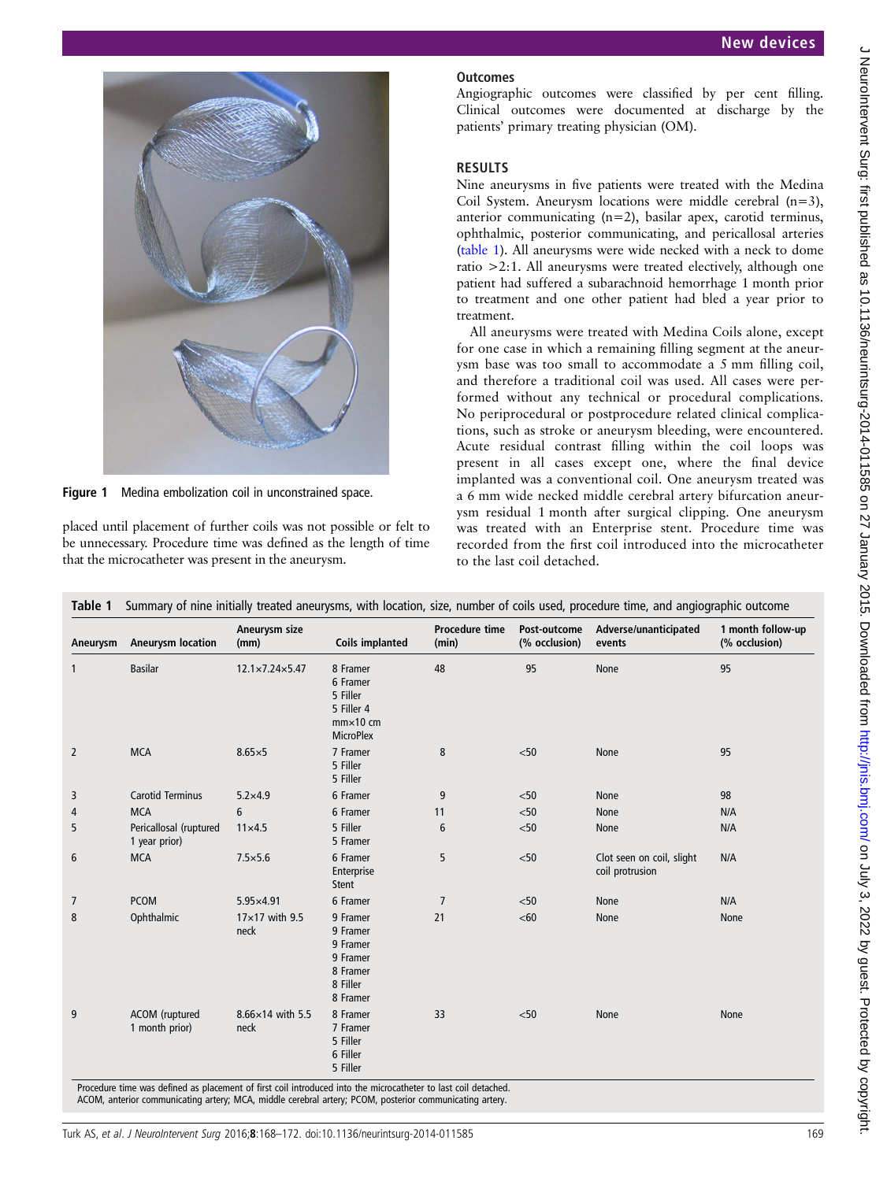Figure 1 Medina embolization coil in unconstrained space.

placed until placement of further coils was not possible or felt to be unnecessary. Procedure time was defined as the length of time that the microcatheter was present in the aneurysm.

### Outcomes

Angiographic outcomes were classified by per cent filling. Clinical outcomes were documented at discharge by the patients' primary treating physician (OM).

## RESULTS

Nine aneurysms in five patients were treated with the Medina Coil System. Aneurysm locations were middle cerebral (n=3), anterior communicating (n=2), basilar apex, carotid terminus, ophthalmic, posterior communicating, and pericallosal arteries (table 1). All aneurysms were wide necked with a neck to dome ratio >2:1. All aneurysms were treated electively, although one patient had suffered a subarachnoid hemorrhage 1 month prior to treatment and one other patient had bled a year prior to treatment.

All aneurysms were treated with Medina Coils alone, except for one case in which a remaining filling segment at the aneurysm base was too small to accommodate a 5 mm filling coil, and therefore a traditional coil was used. All cases were performed without any technical or procedural complications. No periprocedural or postprocedure related clinical complications, such as stroke or aneurysm bleeding, were encountered. Acute residual contrast filling within the coil loops was present in all cases except one, where the final device implanted was a conventional coil. One aneurysm treated was a 6 mm wide necked middle cerebral artery bifurcation aneurysm residual 1 month after surgical clipping. One aneurysm was treated with an Enterprise stent. Procedure time was recorded from the first coil introduced into the microcatheter to the last coil detached.

**Table 1** Summary of nine initially treated aneurysms, with location, size, number of coils used, procedure time, and angiographic outcome

| Aneurysm | Aneurysm location | Aneurysm size (mm) | Coils implanted | Procedure time (min) | Post-outcome (% occlusion) | Adverse/unanticipated events | 1 month follow-up (% occlusion) |
|---|---|---|---|---|---|---|---|
| 1 | Basilar | 12.1×7.24×5.47 | 8 Framer<br>6 Framer<br>5 Filler<br>5 Filler 4 mm×10 cm MicroPlex | 48 | 95 | None | 95 |
| 2 | MCA | 8.65×5 | 7 Framer<br>5 Filler<br>5 Filler | 8 | <50 | None | 95 |
| 3 | Carotid Terminus | 5.2×4.9 | 6 Framer | 9 | <50 | None | 98 |
| 4 | MCA | 6 | 6 Framer | 11 | <50 | None | N/A |
| 5 | Pericallosal (ruptured 1 year prior) | 11×4.5 | 5 Filler<br>5 Framer | 6 | <50 | None | N/A |
| 6 | MCA | 7.5×5.6 | 6 Framer<br>Enterprise Stent | 5 | <50 | Clot seen on coil, slight coil protrusion | N/A |
| 7 | PCOM | 5.95×4.91 | 6 Framer | 7 | <50 | None | N/A |
| 8 | Ophthalmic | 17×17 with 9.5 neck | 9 Framer<br>9 Framer<br>9 Framer<br>9 Framer<br>8 Framer<br>8 Filler<br>8 Framer | 21 | <60 | None | None |
| 9 | ACOM (ruptured 1 month prior) | 8.66×14 with 5.5 neck | 8 Framer<br>7 Framer<br>5 Filler<br>6 Filler<br>5 Filler | 33 | <50 | None | None |

Procedure time was defined as placement of first coil introduced into the microcatheter to last coil detached.
ACOM, anterior communicating artery; MCA, middle cerebral artery; PCOM, posterior communicating artery.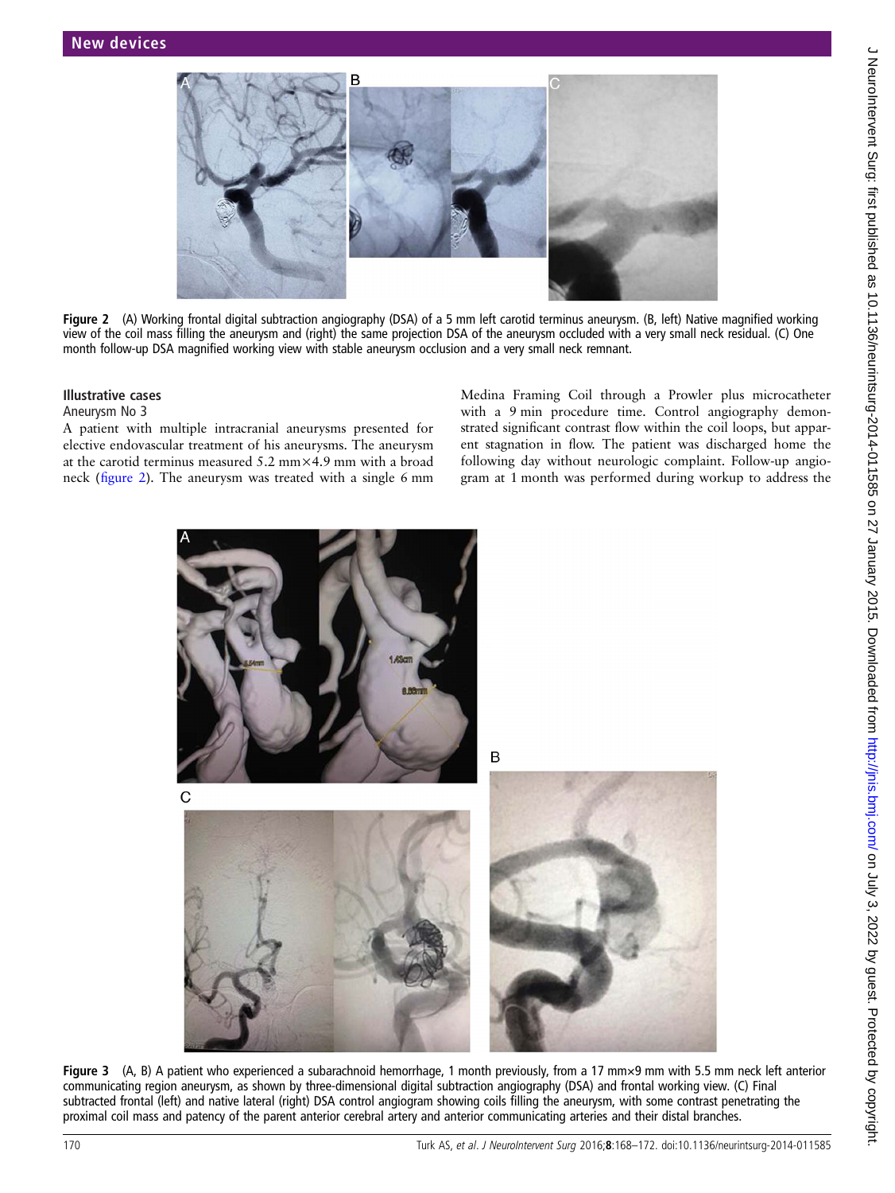Figure 2 (A) Working frontal digital subtraction angiography (DSA) of a 5 mm left carotid terminus aneurysm. (B, left) Native magnified working view of the coil mass filling the aneurysm and (right) the same projection DSA of the aneurysm occluded with a very small neck residual. (C) One month follow-up DSA magnified working view with stable aneurysm occlusion and a very small neck remnant.

### Illustrative cases

#### Aneurysm No 3

A patient with multiple intracranial aneurysms presented for elective endovascular treatment of his aneurysms. The aneurysm at the carotid terminus measured 5.2 mm×4.9 mm with a broad neck (figure 2). The aneurysm was treated with a single 6 mm Medina Framing Coil through a Prowler plus microcatheter with a 9 min procedure time. Control angiography demonstrated significant contrast flow within the coil loops, but apparent stagnation in flow. The patient was discharged home the following day without neurologic complaint. Follow-up angiogram at 1 month was performed during workup to address the

Figure 3 (A, B) A patient who experienced a subarachnoid hemorrhage, 1 month previously, from a 17 mm×9 mm with 5.5 mm neck left anterior communicating region aneurysm, as shown by three-dimensional digital subtraction angiography (DSA) and frontal working view. (C) Final subtracted frontal (left) and native lateral (right) DSA control angiogram showing coils filling the aneurysm, with some contrast penetrating the proximal coil mass and patency of the parent anterior cerebral artery and anterior communicating arteries and their distal branches.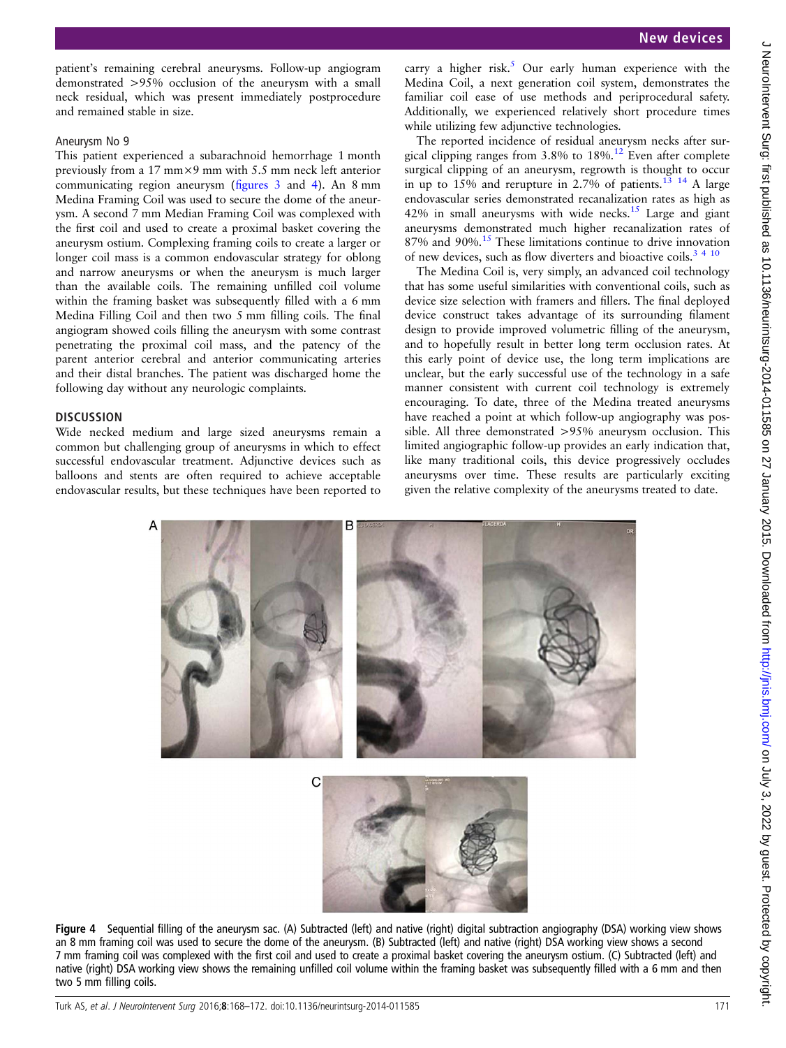patient's remaining cerebral aneurysms. Follow-up angiogram demonstrated >95% occlusion of the aneurysm with a small neck residual, which was present immediately postprocedure and remained stable in size.

### Aneurysm No 9

This patient experienced a subarachnoid hemorrhage 1 month previously from a 17 mm×9 mm with 5.5 mm neck left anterior communicating region aneurysm (figures 3 and 4). An 8 mm Medina Framing Coil was used to secure the dome of the aneurysm. A second 7 mm Median Framing Coil was complexed with the first coil and used to create a proximal basket covering the aneurysm ostium. Complexing framing coils to create a larger or longer coil mass is a common endovascular strategy for oblong and narrow aneurysms or when the aneurysm is much larger than the available coils. The remaining unfilled coil volume within the framing basket was subsequently filled with a 6 mm Medina Filling Coil and then two 5 mm filling coils. The final angiogram showed coils filling the aneurysm with some contrast penetrating the proximal coil mass, and the patency of the parent anterior cerebral and anterior communicating arteries and their distal branches. The patient was discharged home the following day without any neurologic complaints.

## DISCUSSION

Wide necked medium and large sized aneurysms remain a common but challenging group of aneurysms in which to effect successful endovascular treatment. Adjunctive devices such as balloons and stents are often required to achieve acceptable endovascular results, but these techniques have been reported to carry a higher risk.[5] Our early human experience with the Medina Coil, a next generation coil system, demonstrates the familiar coil ease of use methods and periprocedural safety. Additionally, we experienced relatively short procedure times while utilizing few adjunctive technologies.

The reported incidence of residual aneurysm necks after surgical clipping ranges from 3.8% to 18%.[12] Even after complete surgical clipping of an aneurysm, regrowth is thought to occur in up to 15% and rerupture in 2.7% of patients.[13 14] A large endovascular series demonstrated recanalization rates as high as 42% in small aneurysms with wide necks.[15] Large and giant aneurysms demonstrated much higher recanalization rates of 87% and 90%.[15] These limitations continue to drive innovation of new devices, such as flow diverters and bioactive coils.[3 4 10]

The Medina Coil is, very simply, an advanced coil technology that has some useful similarities with conventional coils, such as device size selection with framers and fillers. The final deployed device construct takes advantage of its surrounding filament design to provide improved volumetric filling of the aneurysm, and to hopefully result in better long term occlusion rates. At this early point of device use, the long term implications are unclear, but the early successful use of the technology in a safe manner consistent with current coil technology is extremely encouraging. To date, three of the Medina treated aneurysms have reached a point at which follow-up angiography was possible. All three demonstrated >95% aneurysm occlusion. This limited angiographic follow-up provides an early indication that, like many traditional coils, this device progressively occludes aneurysms over time. These results are particularly exciting given the relative complexity of the aneurysms treated to date.

**Figure 4** Sequential filling of the aneurysm sac. (A) Subtracted (left) and native (right) digital subtraction angiography (DSA) working view shows an 8 mm framing coil was used to secure the dome of the aneurysm. (B) Subtracted (left) and native (right) DSA working view shows a second 7 mm framing coil was complexed with the first coil and used to create a proximal basket covering the aneurysm ostium. (C) Subtracted (left) and native (right) DSA working view shows the remaining unfilled coil volume within the framing basket was subsequently filled with a 6 mm and then two 5 mm filling coils.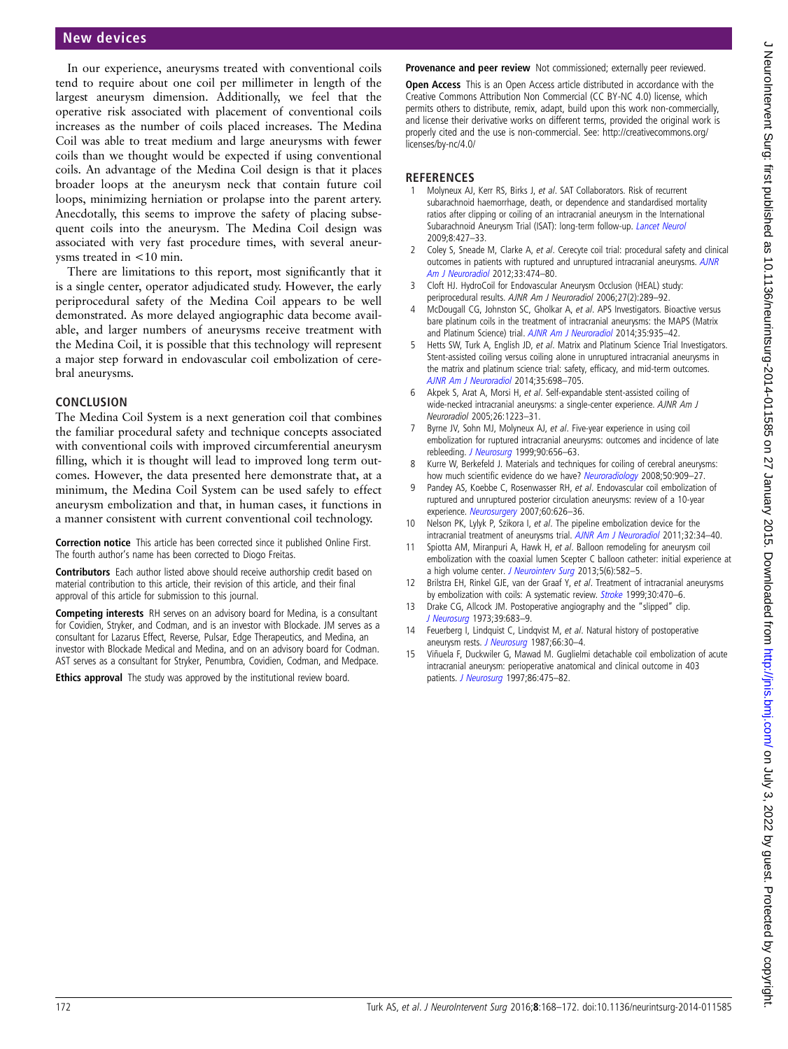In our experience, aneurysms treated with conventional coils tend to require about one coil per millimeter in length of the largest aneurysm dimension. Additionally, we feel that the operative risk associated with placement of conventional coils increases as the number of coils placed increases. The Medina Coil was able to treat medium and large aneurysms with fewer coils than we thought would be expected if using conventional coils. An advantage of the Medina Coil design is that it places broader loops at the aneurysm neck that contain future coil loops, minimizing herniation or prolapse into the parent artery. Anecdotally, this seems to improve the safety of placing subsequent coils into the aneurysm. The Medina Coil design was associated with very fast procedure times, with several aneurysms treated in <10 min.

There are limitations to this report, most significantly that it is a single center, operator adjudicated study. However, the early periprocedural safety of the Medina Coil appears to be well demonstrated. As more delayed angiographic data become available, and larger numbers of aneurysms receive treatment with the Medina Coil, it is possible that this technology will represent a major step forward in endovascular coil embolization of cerebral aneurysms.

## CONCLUSION

The Medina Coil System is a next generation coil that combines the familiar procedural safety and technique concepts associated with conventional coils with improved circumferential aneurysm filling, which it is thought will lead to improved long term outcomes. However, the data presented here demonstrate that, at a minimum, the Medina Coil System can be used safely to effect aneurysm embolization and that, in human cases, it functions in a manner consistent with current conventional coil technology.

**Correction notice** This article has been corrected since it published Online First. The fourth author's name has been corrected to Diogo Freitas.

**Contributors** Each author listed above should receive authorship credit based on material contribution to this article, their revision of this article, and their final approval of this article for submission to this journal.

**Competing interests** RH serves on an advisory board for Medina, is a consultant for Covidien, Stryker, and Codman, and is an investor with Blockade. JM serves as a consultant for Lazarus Effect, Reverse, Pulsar, Edge Therapeutics, and Medina, an investor with Blockade Medical and Medina, and on an advisory board for Codman. AST serves as a consultant for Stryker, Penumbra, Covidien, Codman, and Medpace.

**Ethics approval** The study was approved by the institutional review board.

**Provenance and peer review** Not commissioned; externally peer reviewed.

**Open Access** This is an Open Access article distributed in accordance with the Creative Commons Attribution Non Commercial (CC BY-NC 4.0) license, which permits others to distribute, remix, adapt, build upon this work non-commercially, and license their derivative works on different terms, provided the original work is properly cited and the use is non-commercial. See: http://creativecommons.org/licenses/by-nc/4.0/

## REFERENCES

1. Molyneux AJ, Kerr RS, Birks J, *et al*. SAT Collaborators. Risk of recurrent subarachnoid haemorrhage, death, or dependence and standardised mortality ratios after clipping or coiling of an intracranial aneurysm in the International Subarachnoid Aneurysm Trial (ISAT): long-term follow-up. *Lancet Neurol* 2009;8:427–33.
2. Coley S, Sneade M, Clarke A, *et al*. Cerecyte coil trial: procedural safety and clinical outcomes in patients with ruptured and unruptured intracranial aneurysms. *AJNR Am J Neuroradiol* 2012;33:474–80.
3. Cloft HJ. HydroCoil for Endovascular Aneurysm Occlusion (HEAL) study: periprocedural results. *AJNR Am J Neuroradiol* 2006;27(2):289–92.
4. McDougall CG, Johnston SC, Gholkar A, *et al*. APS Investigators. Bioactive versus bare platinum coils in the treatment of intracranial aneurysms: the MAPS (Matrix and Platinum Science) trial. *AJNR Am J Neuroradiol* 2014;35:935–42.
5. Hetts SW, Turk A, English JD, *et al*. Matrix and Platinum Science Trial Investigators. Stent-assisted coiling versus coiling alone in unruptured intracranial aneurysms in the matrix and platinum science trial: safety, efficacy, and mid-term outcomes. *AJNR Am J Neuroradiol* 2014;35:698–705.
6. Akpek S, Arat A, Morsi H, *et al*. Self-expandable stent-assisted coiling of wide-necked intracranial aneurysms: a single-center experience. *AJNR Am J Neuroradiol* 2005;26:1223–31.
7. Byrne JV, Sohn MJ, Molyneux AJ, *et al*. Five-year experience in using coil embolization for ruptured intracranial aneurysms: outcomes and incidence of late rebleeding. *J Neurosurg* 1999;90:656–63.
8. Kurre W, Berkefeld J. Materials and techniques for coiling of cerebral aneurysms: how much scientific evidence do we have? *Neuroradiology* 2008;50:909–27.
9. Pandey AS, Koebbe C, Rosenwasser RH, *et al*. Endovascular coil embolization of ruptured and unruptured posterior circulation aneurysms: review of a 10-year experience. *Neurosurgery* 2007;60:626–36.
10. Nelson PK, Lylyk P, Szikora I, *et al*. The pipeline embolization device for the intracranial treatment of aneurysms trial. *AJNR Am J Neuroradiol* 2011;32:34–40.
11. Spiotta AM, Miranpuri A, Hawk H, *et al*. Balloon remodeling for aneurysm coil embolization with the coaxial lumen Scepter C balloon catheter: initial experience at a high volume center. *J Neurointerv Surg* 2013;5(6):582–5.
12. Brilstra EH, Rinkel GJE, van der Graaf Y, *et al*. Treatment of intracranial aneurysms by embolization with coils: A systematic review. *Stroke* 1999;30:470–6.
13. Drake CG, Allcock JM. Postoperative angiography and the "slipped" clip. *J Neurosurg* 1973;39:683–9.
14. Feuerberg I, Lindquist C, Lindqvist M, *et al*. Natural history of postoperative aneurysm rests. *J Neurosurg* 1987;66:30–4.
15. Viñuela F, Duckwiler G, Mawad M. Guglielmi detachable coil embolization of acute intracranial aneurysm: perioperative anatomical and clinical outcome in 403 patients. *J Neurosurg* 1997;86:475–82.